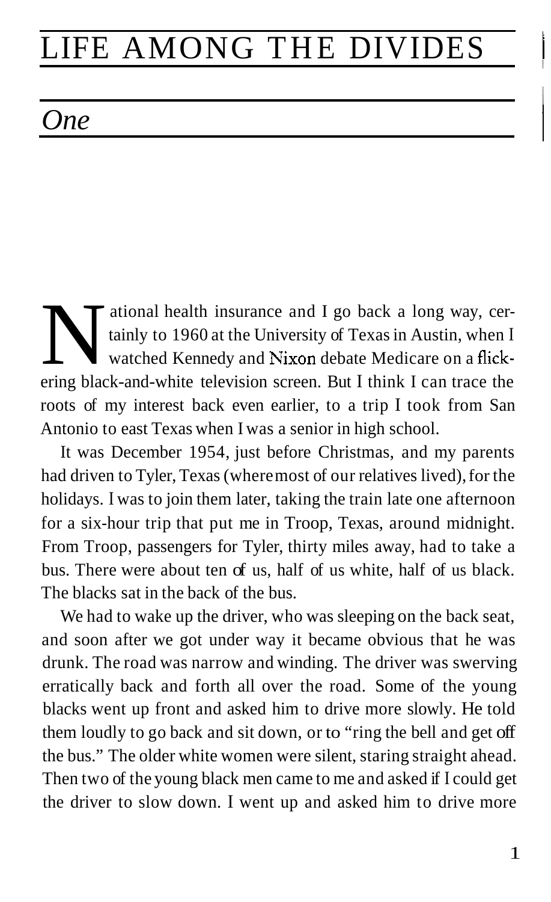# LIFE AMONG THE DIVIDES

## *One*

National health insurance and I go back a long way, certainly to 1960 at the University of Texas in Austin, when I watched Kennedy and Nixon debate Medicare on a flickering black-and-white television screen. But I think I can trace the roots of my interest back even earlier, to a trip I took from San Antonio to east Texas when I was a senior in high school.

It was December 1954, just before Christmas, and my parents had driven to Tyler, Texas (where most of our relatives lived), for the holidays. I was to join them later, taking the train late one afternoon for a six-hour trip that put me in Troop, Texas, around midnight. From Troop, passengers for Tyler, thirty miles away, had to take a bus. There were about ten of us, half of us white, half of us black. The blacks sat in the back of the bus.

We had to wake up the driver, who was sleeping on the back seat, and soon after we got under way it became obvious that he was drunk. The road was narrow and winding. The driver was swerving erratically back and forth all over the road. Some of the young blacks went up front and asked him to drive more slowly. He told them loudly to go back and sit down, or to "ring the bell and get off the bus." The older white women were silent, staring straight ahead. Then two of the young black men came to me and asked if I could get the driver to slow down. I went up and asked him to drive more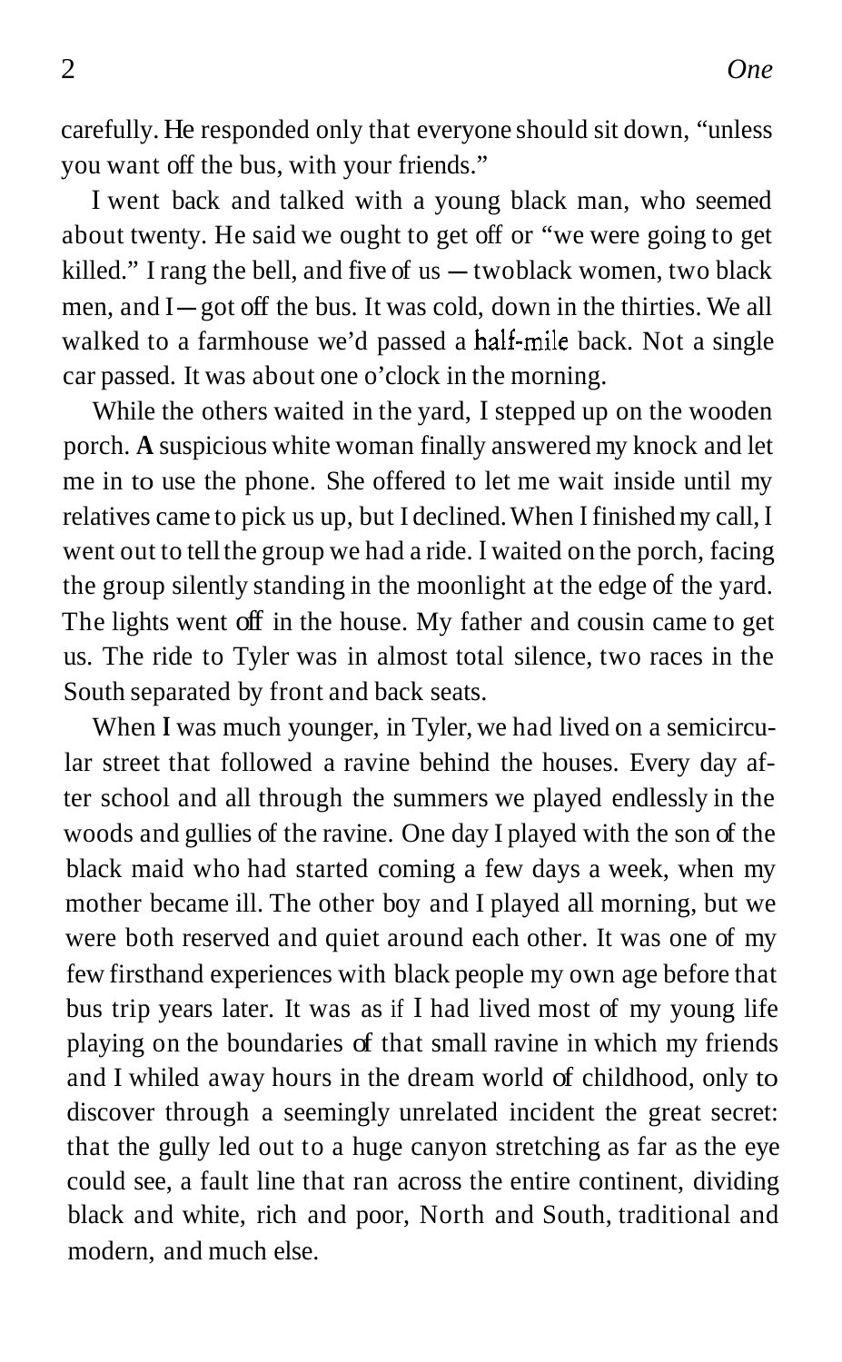carefully. He responded only that everyone should sit down, "unless you want off the bus, with your friends."

I went back and talked with a young black man, who seemed about twenty. He said we ought to get off or "we were going to get killed." I rang the bell, and five of us — twoblack women, two black men, and I — got off the bus. It was cold, down in the thirties. We all walked to a farmhouse we'd passed a half-mile back. Not a single car passed. It was about one o'clock in the morning.

While the others waited in the yard, I stepped up on the wooden porch. A suspicious white woman finally answered my knock and let me in to use the phone. She offered to let me wait inside until my relatives came to pick us up, but I declined. When I finished my call, I went out to tell the group we had a ride. I waited on the porch, facing the group silently standing in the moonlight at the edge of the yard. The lights went off in the house. My father and cousin came to get us. The ride to Tyler was in almost total silence, two races in the South separated by front and back seats.

When I was much younger, in Tyler, we had lived on a semicircular street that followed a ravine behind the houses. Every day after school and all through the summers we played endlessly in the woods and gullies of the ravine. One day I played with the son of the black maid who had started coming a few days a week, when my mother became ill. The other boy and I played all morning, but we were both reserved and quiet around each other. It was one of my few firsthand experiences with black people my own age before that bus trip years later. It was as if I had lived most of my young life playing on the boundaries of that small ravine in which my friends and I whiled away hours in the dream world of childhood, only to discover through a seemingly unrelated incident the great secret: that the gully led out to a huge canyon stretching as far as the eye could see, a fault line that ran across the entire continent, dividing black and white, rich and poor, North and South, traditional and modern, and much else.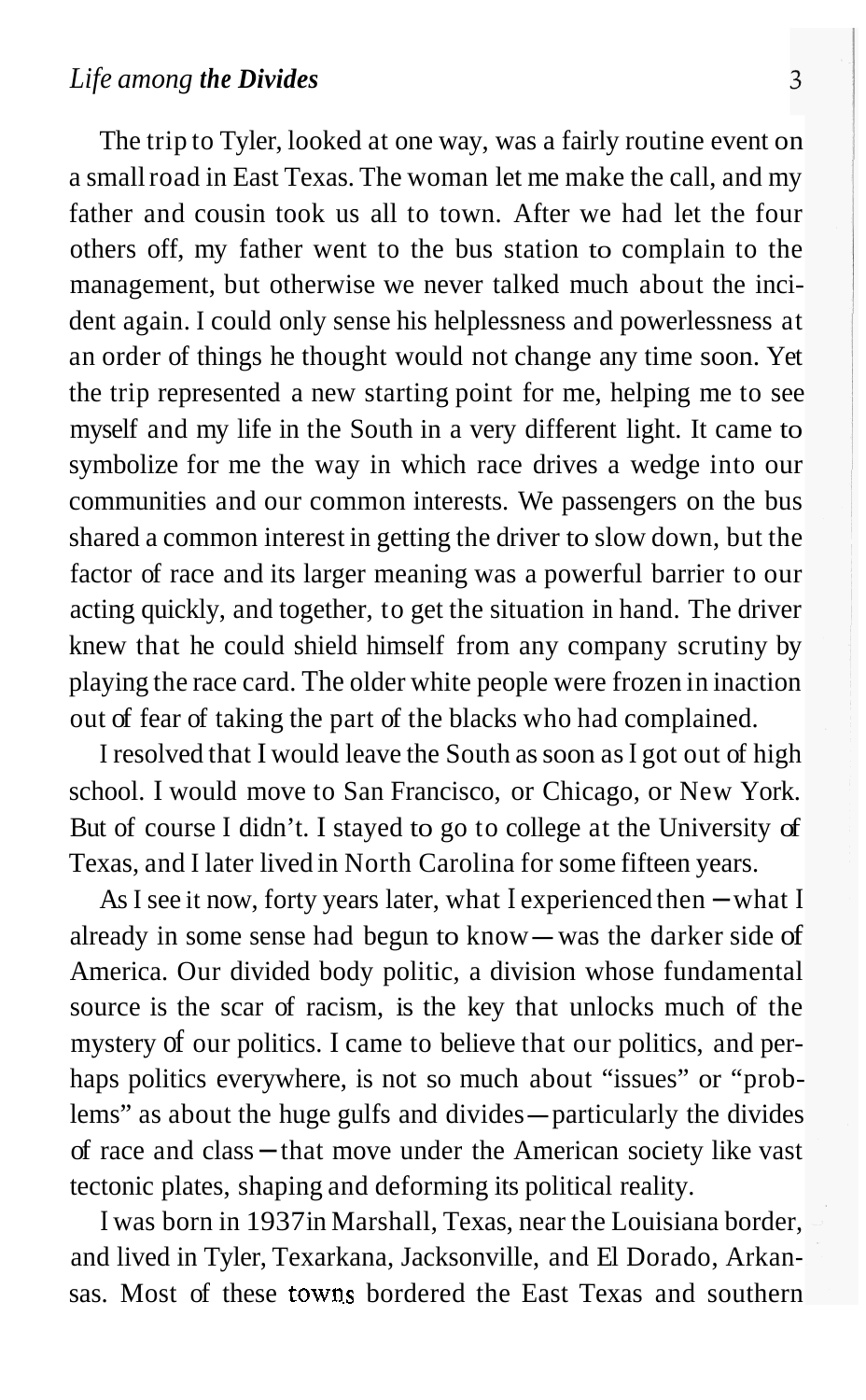The trip to Tyler, looked at one way, was a fairly routine event on a small road in East Texas. The woman let me make the call, and my father and cousin took us all to town. After we had let the four others off, my father went to the bus station to complain to the management, but otherwise we never talked much about the incident again. I could only sense his helplessness and powerlessness at an order of things he thought would not change any time soon. Yet the trip represented a new starting point for me, helping me to see myself and my life in the South in a very different light. It came to symbolize for me the way in which race drives a wedge into our communities and our common interests. We passengers on the bus shared a common interest in getting the driver to slow down, but the factor of race and its larger meaning was a powerful barrier to our acting quickly, and together, to get the situation in hand. The driver knew that he could shield himself from any company scrutiny by playing the race card. The older white people were frozen in inaction out of fear of taking the part of the blacks who had complained.

I resolved that I would leave the South as soon as I got out of high school. I would move to San Francisco, or Chicago, or New York. But of course I didn't. I stayed to go to college at the University of Texas, and I later lived in North Carolina for some fifteen years.

As I see it now, forty years later, what I experienced then — what I already in some sense had begun to know — was the darker side of America. Our divided body politic, a division whose fundamental source is the scar of racism, is the key that unlocks much of the mystery of our politics. I came to believe that our politics, and perhaps politics everywhere, is not so much about "issues" or "problems" as about the huge gulfs and divides — particularly the divides of race and class — that move under the American society like vast tectonic plates, shaping and deforming its political reality.

I was born in 1937 in Marshall, Texas, near the Louisiana border, and lived in Tyler, Texarkana, Jacksonville, and El Dorado, Arkansas. Most of these towns bordered the East Texas and southern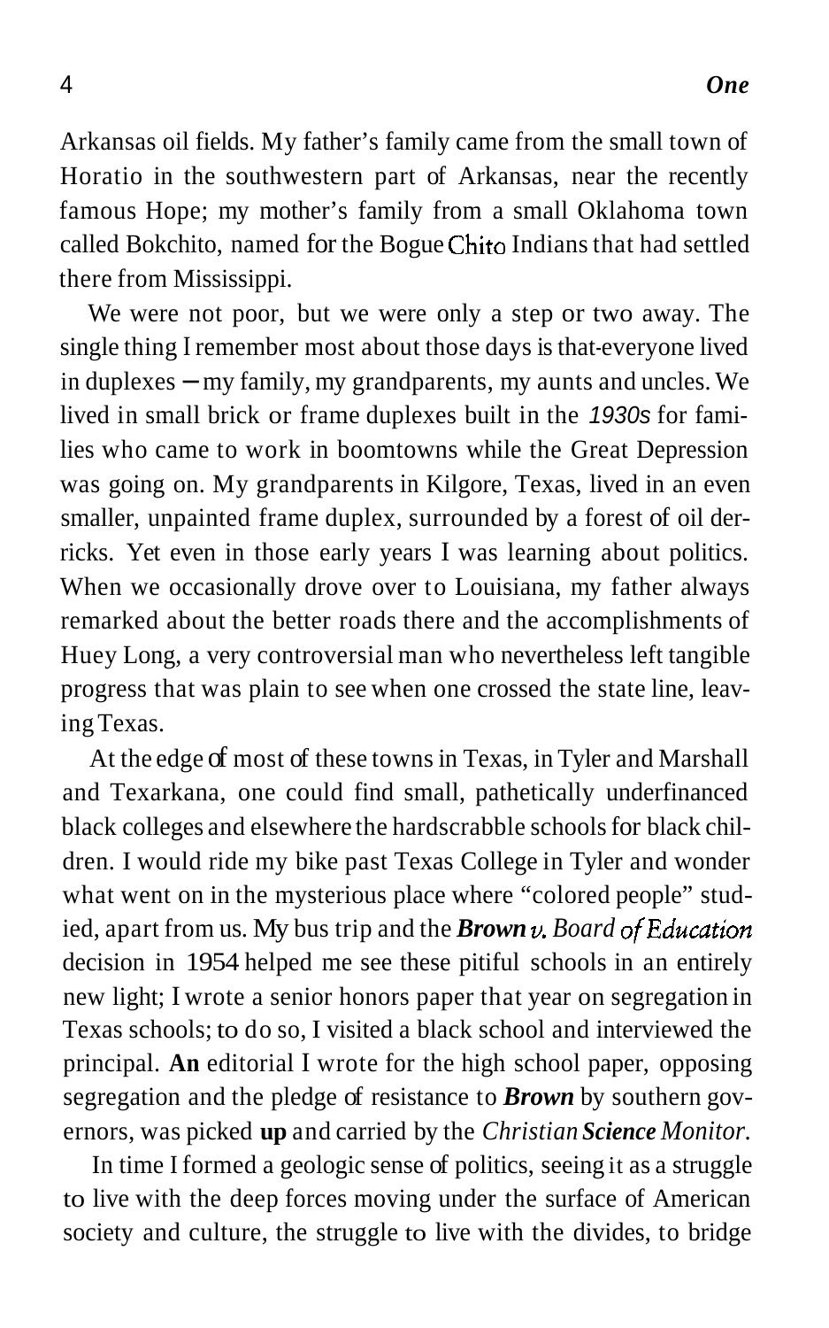Arkansas oil fields. My father's family came from the small town of Horatio in the southwestern part of Arkansas, near the recently famous Hope; my mother's family from a small Oklahoma town called Bokchito, named for the Bogue Chito Indians that had settled there from Mississippi.

We were not poor, but we were only a step or two away. The single thing I remember most about those days is that-everyone lived in duplexes – my family, my grandparents, my aunts and uncles. We lived in small brick or frame duplexes built in the 1930s for families who came to work in boomtowns while the Great Depression was going on. My grandparents in Kilgore, Texas, lived in an even smaller, unpainted frame duplex, surrounded by a forest of oil derricks. Yet even in those early years I was learning about politics. When we occasionally drove over to Louisiana, my father always remarked about the better roads there and the accomplishments of Huey Long, a very controversial man who nevertheless left tangible progress that was plain to see when one crossed the state line, leaving Texas.

At the edge of most of these towns in Texas, in Tyler and Marshall and Texarkana, one could find small, pathetically underfinanced black colleges and elsewhere the hardscrabble schools for black children. I would ride my bike past Texas College in Tyler and wonder what went on in the mysterious place where "colored people" studied, apart from us. My bus trip and the *Brown v. Board of Education* decision in 1954 helped me see these pitiful schools in an entirely new light; I wrote a senior honors paper that year on segregation in Texas schools; to do so, I visited a black school and interviewed the principal. An editorial I wrote for the high school paper, opposing segregation and the pledge of resistance to *Brown* by southern governors, was picked up and carried by the *Christian Science Monitor.*

In time I formed a geologic sense of politics, seeing it as a struggle to live with the deep forces moving under the surface of American society and culture, the struggle to live with the divides, to bridge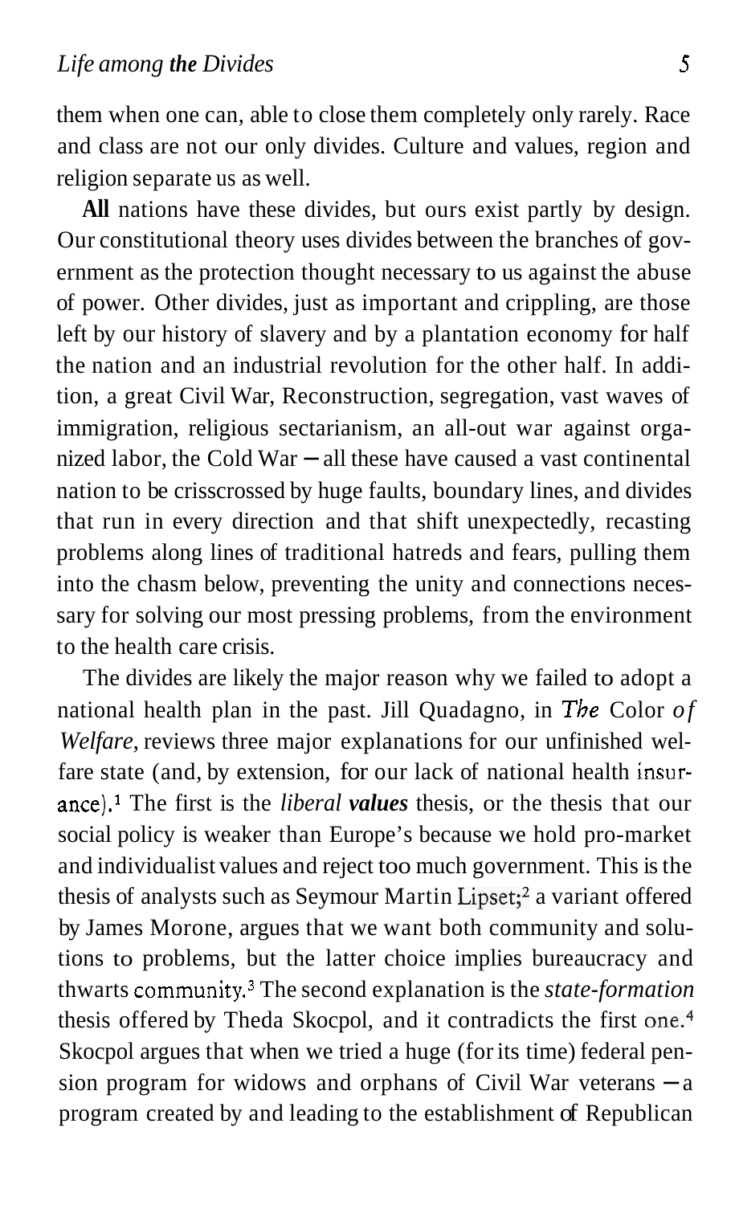them when one can, able to close them completely only rarely. Race and class are not our only divides. Culture and values, region and religion separate us as well.

**All** nations have these divides, but ours exist partly by design. Our constitutional theory uses divides between the branches of government as the protection thought necessary to us against the abuse of power. Other divides, just as important and crippling, are those left by our history of slavery and by a plantation economy for half the nation and an industrial revolution for the other half. In addition, a great Civil War, Reconstruction, segregation, vast waves of immigration, religious sectarianism, an all-out war against organized labor, the Cold War – all these have caused a vast continental nation to be crisscrossed by huge faults, boundary lines, and divides that run in every direction and that shift unexpectedly, recasting problems along lines of traditional hatreds and fears, pulling them into the chasm below, preventing the unity and connections necessary for solving our most pressing problems, from the environment to the health care crisis.

The divides are likely the major reason why we failed to adopt a national health plan in the past. Jill Quadagno, in *The Color of Welfare*, reviews three major explanations for our unfinished welfare state (and, by extension, for our lack of national health insurance).[1] The first is the *liberal values* thesis, or the thesis that our social policy is weaker than Europe's because we hold pro-market and individualist values and reject too much government. This is the thesis of analysts such as Seymour Martin Lipset;[2] a variant offered by James Morone, argues that we want both community and solutions to problems, but the latter choice implies bureaucracy and thwarts community.[3] The second explanation is the *state-formation* thesis offered by Theda Skocpol, and it contradicts the first one.[4] Skocpol argues that when we tried a huge (for its time) federal pension program for widows and orphans of Civil War veterans – a program created by and leading to the establishment of Republican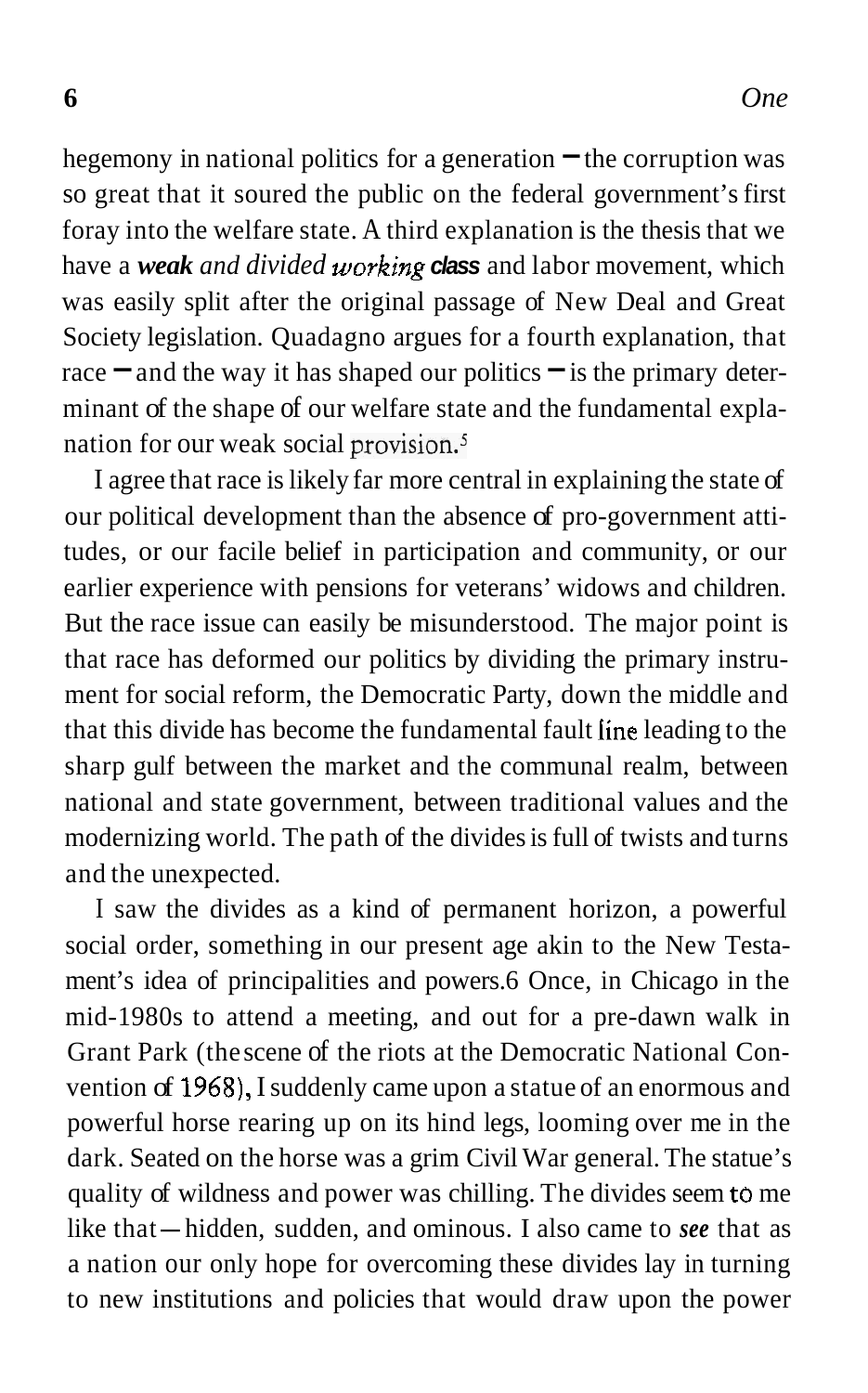hegemony in national politics for a generation — the corruption was so great that it soured the public on the federal government's first foray into the welfare state. A third explanation is the thesis that we have a ***weak** and divided working **class*** and labor movement, which was easily split after the original passage of New Deal and Great Society legislation. Quadagno argues for a fourth explanation, that race — and the way it has shaped our politics — is the primary determinant of the shape of our welfare state and the fundamental explanation for our weak social provision.[5]

I agree that race is likely far more central in explaining the state of our political development than the absence of pro-government attitudes, or our facile belief in participation and community, or our earlier experience with pensions for veterans' widows and children. But the race issue can easily be misunderstood. The major point is that race has deformed our politics by dividing the primary instrument for social reform, the Democratic Party, down the middle and that this divide has become the fundamental fault line leading to the sharp gulf between the market and the communal realm, between national and state government, between traditional values and the modernizing world. The path of the divides is full of twists and turns and the unexpected.

I saw the divides as a kind of permanent horizon, a powerful social order, something in our present age akin to the New Testament's idea of principalities and powers.[6] Once, in Chicago in the mid-1980s to attend a meeting, and out for a pre-dawn walk in Grant Park (the scene of the riots at the Democratic National Convention of 1968), I suddenly came upon a statue of an enormous and powerful horse rearing up on its hind legs, looming over me in the dark. Seated on the horse was a grim Civil War general. The statue's quality of wildness and power was chilling. The divides seem to me like that — hidden, sudden, and ominous. I also came to ***see*** that as a nation our only hope for overcoming these divides lay in turning to new institutions and policies that would draw upon the power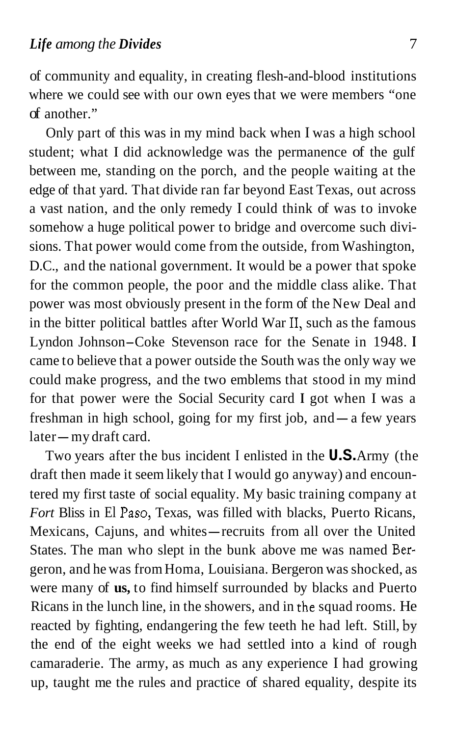of community and equality, in creating flesh-and-blood institutions where we could see with our own eyes that we were members "one of another."

Only part of this was in my mind back when I was a high school student; what I did acknowledge was the permanence of the gulf between me, standing on the porch, and the people waiting at the edge of that yard. That divide ran far beyond East Texas, out across a vast nation, and the only remedy I could think of was to invoke somehow a huge political power to bridge and overcome such divisions. That power would come from the outside, from Washington, D.C., and the national government. It would be a power that spoke for the common people, the poor and the middle class alike. That power was most obviously present in the form of the New Deal and in the bitter political battles after World War II, such as the famous Lyndon Johnson–Coke Stevenson race for the Senate in 1948. I came to believe that a power outside the South was the only way we could make progress, and the two emblems that stood in my mind for that power were the Social Security card I got when I was a freshman in high school, going for my first job, and—a few years later—my draft card.

Two years after the bus incident I enlisted in the U.S. Army (the draft then made it seem likely that I would go anyway) and encountered my first taste of social equality. My basic training company at *Fort* Bliss in El Paso, Texas, was filled with blacks, Puerto Ricans, Mexicans, Cajuns, and whites—recruits from all over the United States. The man who slept in the bunk above me was named Bergeron, and he was from Homa, Louisiana. Bergeron was shocked, as were many of us, to find himself surrounded by blacks and Puerto Ricans in the lunch line, in the showers, and in the squad rooms. He reacted by fighting, endangering the few teeth he had left. Still, by the end of the eight weeks we had settled into a kind of rough camaraderie. The army, as much as any experience I had growing up, taught me the rules and practice of shared equality, despite its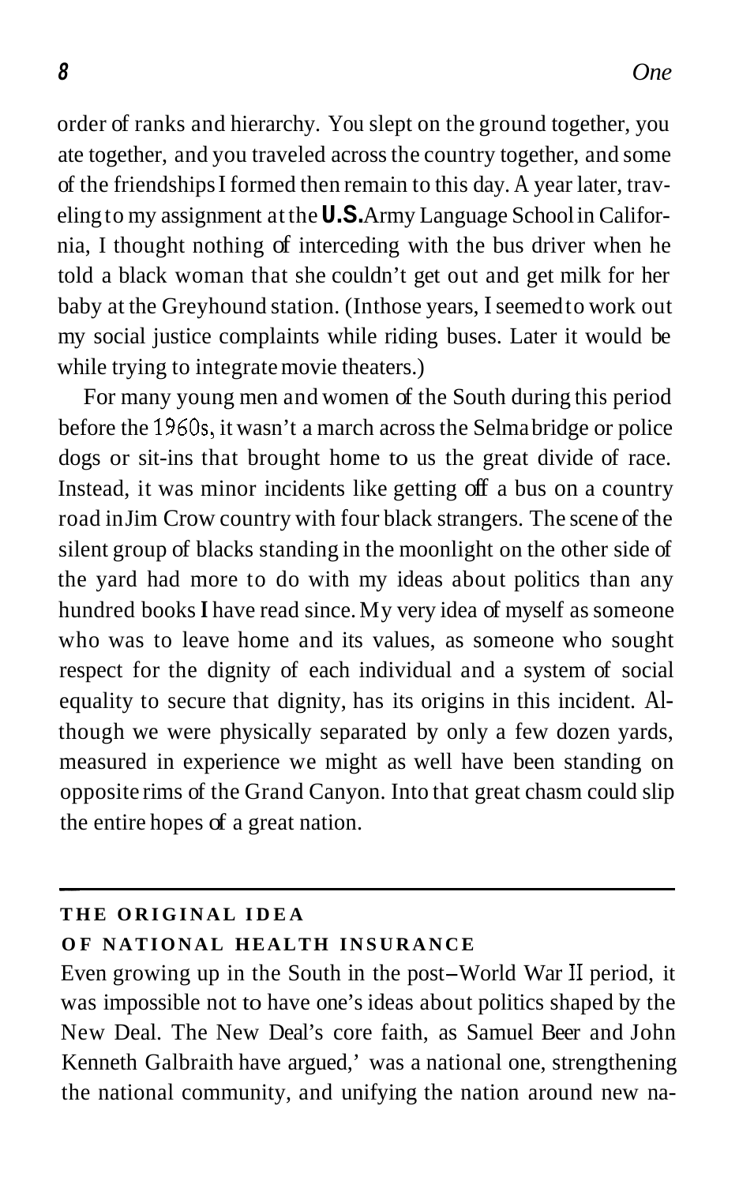order of ranks and hierarchy. You slept on the ground together, you ate together, and you traveled across the country together, and some of the friendships I formed then remain to this day. A year later, traveling to my assignment at the U.S. Army Language School in California, I thought nothing of interceding with the bus driver when he told a black woman that she couldn't get out and get milk for her baby at the Greyhound station. (In those years, I seemed to work out my social justice complaints while riding buses. Later it would be while trying to integrate movie theaters.)

For many young men and women of the South during this period before the 1960s, it wasn't a march across the Selma bridge or police dogs or sit-ins that brought home to us the great divide of race. Instead, it was minor incidents like getting off a bus on a country road in Jim Crow country with four black strangers. The scene of the silent group of blacks standing in the moonlight on the other side of the yard had more to do with my ideas about politics than any hundred books I have read since. My very idea of myself as someone who was to leave home and its values, as someone who sought respect for the dignity of each individual and a system of social equality to secure that dignity, has its origins in this incident. Although we were physically separated by only a few dozen yards, measured in experience we might as well have been standing on opposite rims of the Grand Canyon. Into that great chasm could slip the entire hopes of a great nation.

## THE ORIGINAL IDEA OF NATIONAL HEALTH INSURANCE

Even growing up in the South in the post–World War II period, it was impossible not to have one's ideas about politics shaped by the New Deal. The New Deal's core faith, as Samuel Beer and John Kenneth Galbraith have argued,[1] was a national one, strengthening the national community, and unifying the nation around new na-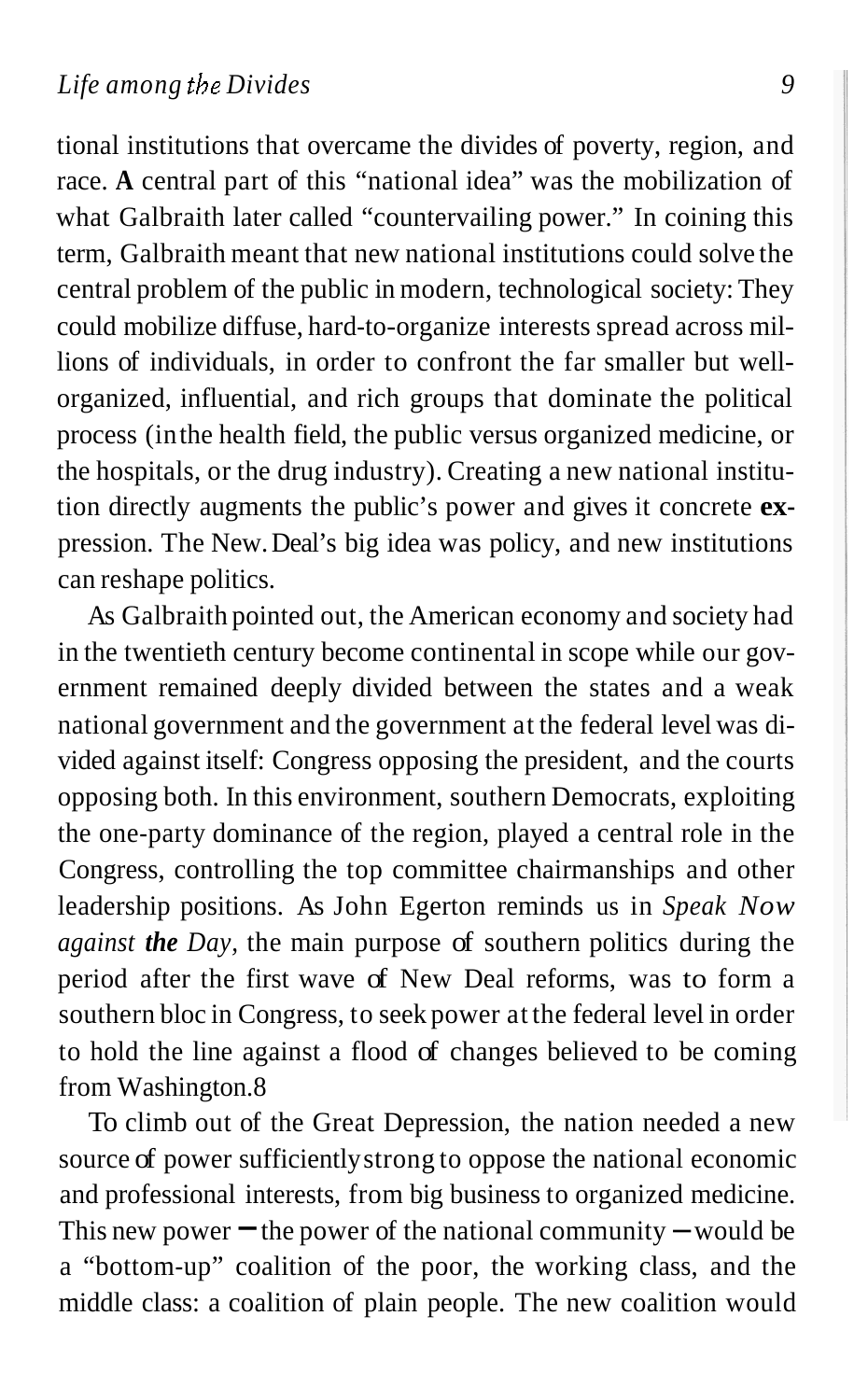tional institutions that overcame the divides of poverty, region, and race. A central part of this "national idea" was the mobilization of what Galbraith later called "countervailing power." In coining this term, Galbraith meant that new national institutions could solve the central problem of the public in modern, technological society: They could mobilize diffuse, hard-to-organize interests spread across millions of individuals, in order to confront the far smaller but well-organized, influential, and rich groups that dominate the political process (in the health field, the public versus organized medicine, or the hospitals, or the drug industry). Creating a new national institution directly augments the public's power and gives it concrete expression. The New Deal's big idea was policy, and new institutions can reshape politics.

As Galbraith pointed out, the American economy and society had in the twentieth century become continental in scope while our government remained deeply divided between the states and a weak national government and the government at the federal level was divided against itself: Congress opposing the president, and the courts opposing both. In this environment, southern Democrats, exploiting the one-party dominance of the region, played a central role in the Congress, controlling the top committee chairmanships and other leadership positions. As John Egerton reminds us in *Speak Now against the Day*, the main purpose of southern politics during the period after the first wave of New Deal reforms, was to form a southern bloc in Congress, to seek power at the federal level in order to hold the line against a flood of changes believed to be coming from Washington.8

To climb out of the Great Depression, the nation needed a new source of power sufficiently strong to oppose the national economic and professional interests, from big business to organized medicine. This new power – the power of the national community – would be a "bottom-up" coalition of the poor, the working class, and the middle class: a coalition of plain people. The new coalition would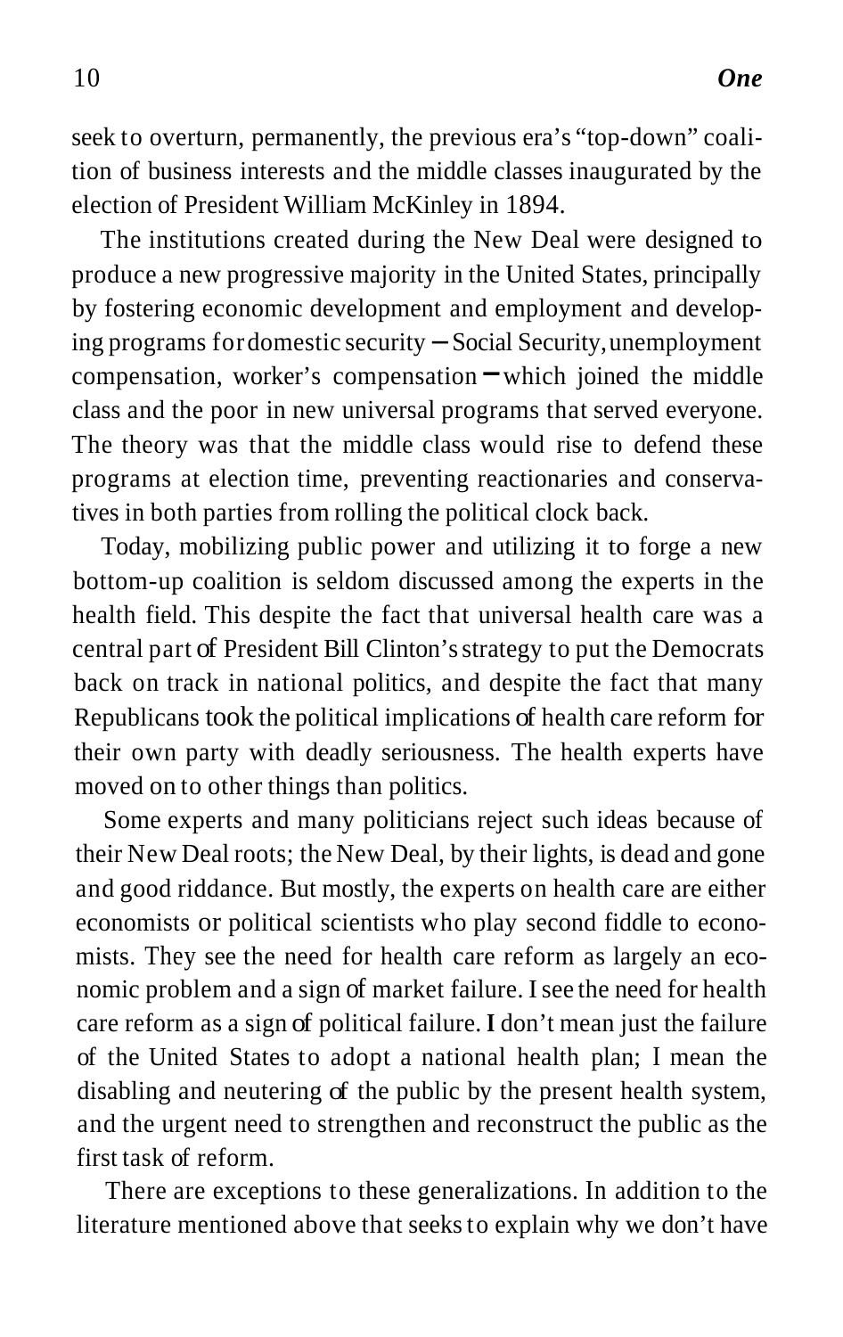seek to overturn, permanently, the previous era's "top-down" coalition of business interests and the middle classes inaugurated by the election of President William McKinley in 1894.

The institutions created during the New Deal were designed to produce a new progressive majority in the United States, principally by fostering economic development and employment and developing programs for domestic security – Social Security, unemployment compensation, worker's compensation – which joined the middle class and the poor in new universal programs that served everyone. The theory was that the middle class would rise to defend these programs at election time, preventing reactionaries and conservatives in both parties from rolling the political clock back.

Today, mobilizing public power and utilizing it to forge a new bottom-up coalition is seldom discussed among the experts in the health field. This despite the fact that universal health care was a central part of President Bill Clinton's strategy to put the Democrats back on track in national politics, and despite the fact that many Republicans took the political implications of health care reform for their own party with deadly seriousness. The health experts have moved on to other things than politics.

Some experts and many politicians reject such ideas because of their New Deal roots; the New Deal, by their lights, is dead and gone and good riddance. But mostly, the experts on health care are either economists or political scientists who play second fiddle to economists. They see the need for health care reform as largely an economic problem and a sign of market failure. I see the need for health care reform as a sign of political failure. I don't mean just the failure of the United States to adopt a national health plan; I mean the disabling and neutering of the public by the present health system, and the urgent need to strengthen and reconstruct the public as the first task of reform.

There are exceptions to these generalizations. In addition to the literature mentioned above that seeks to explain why we don't have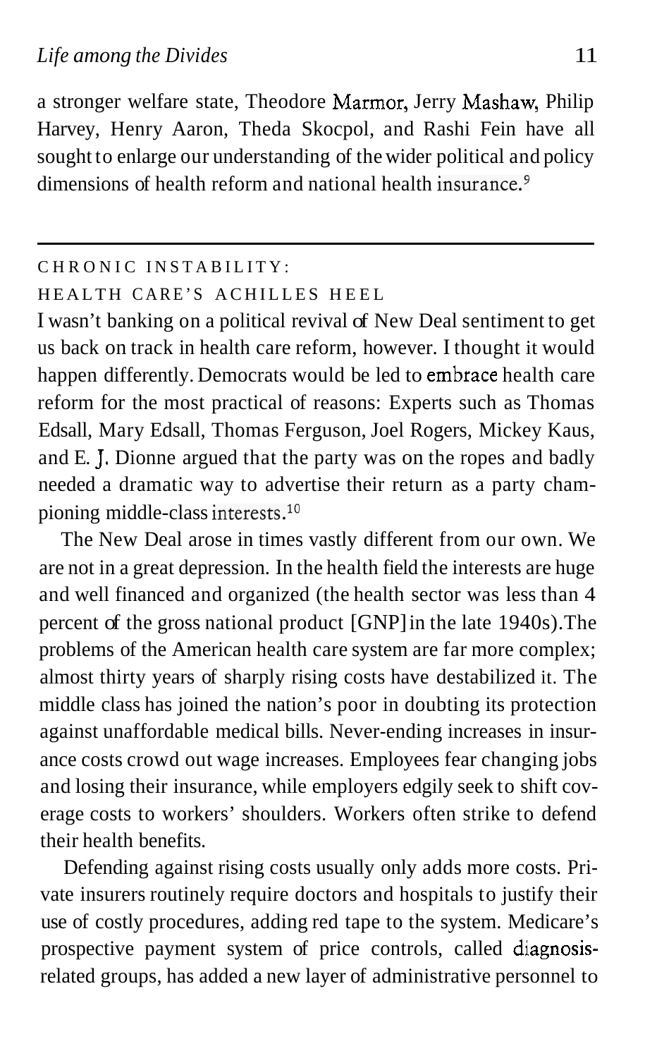a stronger welfare state, Theodore Marmor, Jerry Mashaw, Philip Harvey, Henry Aaron, Theda Skocpol, and Rashi Fein have all sought to enlarge our understanding of the wider political and policy dimensions of health reform and national health insurance.[9]

---

## CHRONIC INSTABILITY: HEALTH CARE'S ACHILLES HEEL

I wasn't banking on a political revival of New Deal sentiment to get us back on track in health care reform, however. I thought it would happen differently. Democrats would be led to embrace health care reform for the most practical of reasons: Experts such as Thomas Edsall, Mary Edsall, Thomas Ferguson, Joel Rogers, Mickey Kaus, and E. J. Dionne argued that the party was on the ropes and badly needed a dramatic way to advertise their return as a party championing middle-class interests.[10]

The New Deal arose in times vastly different from our own. We are not in a great depression. In the health field the interests are huge and well financed and organized (the health sector was less than 4 percent of the gross national product [GNP] in the late 1940s). The problems of the American health care system are far more complex; almost thirty years of sharply rising costs have destabilized it. The middle class has joined the nation's poor in doubting its protection against unaffordable medical bills. Never-ending increases in insurance costs crowd out wage increases. Employees fear changing jobs and losing their insurance, while employers edgily seek to shift coverage costs to workers' shoulders. Workers often strike to defend their health benefits.

Defending against rising costs usually only adds more costs. Private insurers routinely require doctors and hospitals to justify their use of costly procedures, adding red tape to the system. Medicare's prospective payment system of price controls, called diagnosis-related groups, has added a new layer of administrative personnel to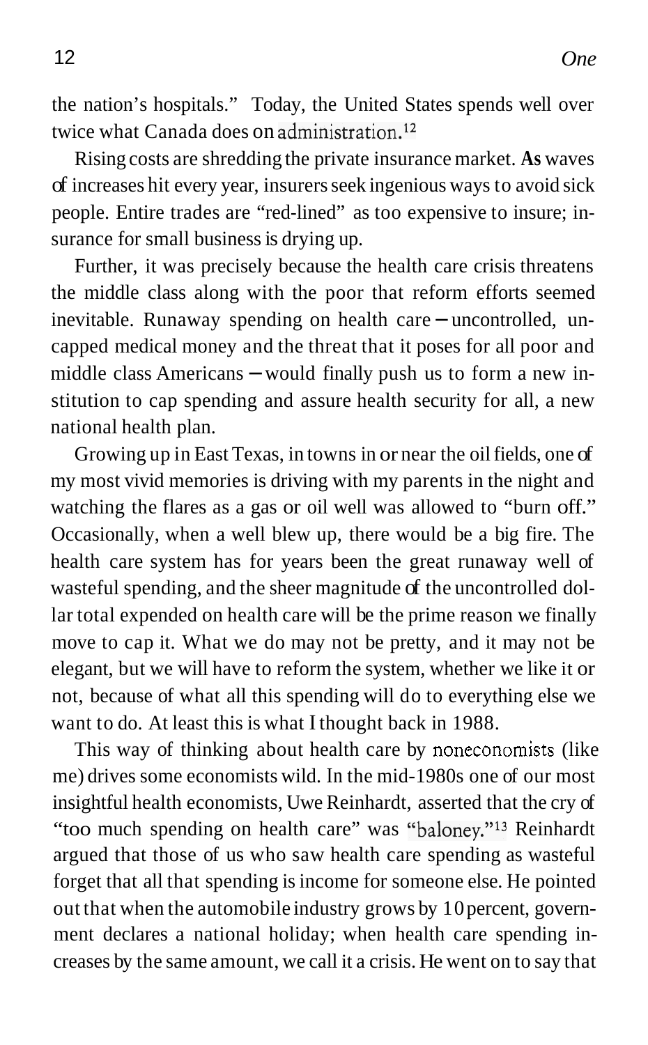the nation's hospitals." Today, the United States spends well over twice what Canada does on administration.[12]

Rising costs are shredding the private insurance market. As waves of increases hit every year, insurers seek ingenious ways to avoid sick people. Entire trades are "red-lined" as too expensive to insure; insurance for small business is drying up.

Further, it was precisely because the health care crisis threatens the middle class along with the poor that reform efforts seemed inevitable. Runaway spending on health care – uncontrolled, uncapped medical money and the threat that it poses for all poor and middle class Americans – would finally push us to form a new institution to cap spending and assure health security for all, a new national health plan.

Growing up in East Texas, in towns in or near the oil fields, one of my most vivid memories is driving with my parents in the night and watching the flares as a gas or oil well was allowed to "burn off." Occasionally, when a well blew up, there would be a big fire. The health care system has for years been the great runaway well of wasteful spending, and the sheer magnitude of the uncontrolled dollar total expended on health care will be the prime reason we finally move to cap it. What we do may not be pretty, and it may not be elegant, but we will have to reform the system, whether we like it or not, because of what all this spending will do to everything else we want to do. At least this is what I thought back in 1988.

This way of thinking about health care by noneconomists (like me) drives some economists wild. In the mid-1980s one of our most insightful health economists, Uwe Reinhardt, asserted that the cry of "too much spending on health care" was "baloney."[13] Reinhardt argued that those of us who saw health care spending as wasteful forget that all that spending is income for someone else. He pointed out that when the automobile industry grows by 10 percent, government declares a national holiday; when health care spending increases by the same amount, we call it a crisis. He went on to say that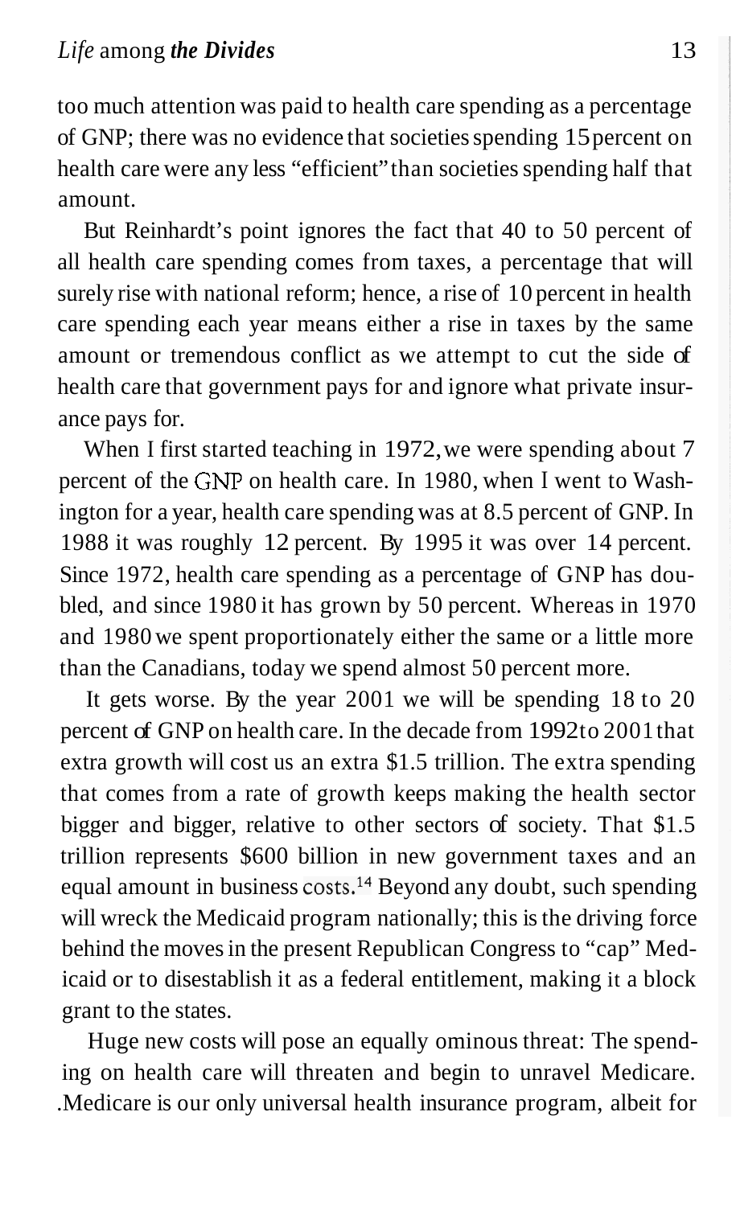too much attention was paid to health care spending as a percentage of GNP; there was no evidence that societies spending 15 percent on health care were any less "efficient" than societies spending half that amount.

But Reinhardt's point ignores the fact that 40 to 50 percent of all health care spending comes from taxes, a percentage that will surely rise with national reform; hence, a rise of 10 percent in health care spending each year means either a rise in taxes by the same amount or tremendous conflict as we attempt to cut the side of health care that government pays for and ignore what private insurance pays for.

When I first started teaching in 1972, we were spending about 7 percent of the GNP on health care. In 1980, when I went to Washington for a year, health care spending was at 8.5 percent of GNP. In 1988 it was roughly 12 percent. By 1995 it was over 14 percent. Since 1972, health care spending as a percentage of GNP has doubled, and since 1980 it has grown by 50 percent. Whereas in 1970 and 1980 we spent proportionately either the same or a little more than the Canadians, today we spend almost 50 percent more.

It gets worse. By the year 2001 we will be spending 18 to 20 percent of GNP on health care. In the decade from 1992 to 2001 that extra growth will cost us an extra $1.5 trillion. The extra spending that comes from a rate of growth keeps making the health sector bigger and bigger, relative to other sectors of society. That $1.5 trillion represents $600 billion in new government taxes and an equal amount in business costs.[14] Beyond any doubt, such spending will wreck the Medicaid program nationally; this is the driving force behind the moves in the present Republican Congress to "cap" Medicaid or to disestablish it as a federal entitlement, making it a block grant to the states.

Huge new costs will pose an equally ominous threat: The spending on health care will threaten and begin to unravel Medicare. Medicare is our only universal health insurance program, albeit for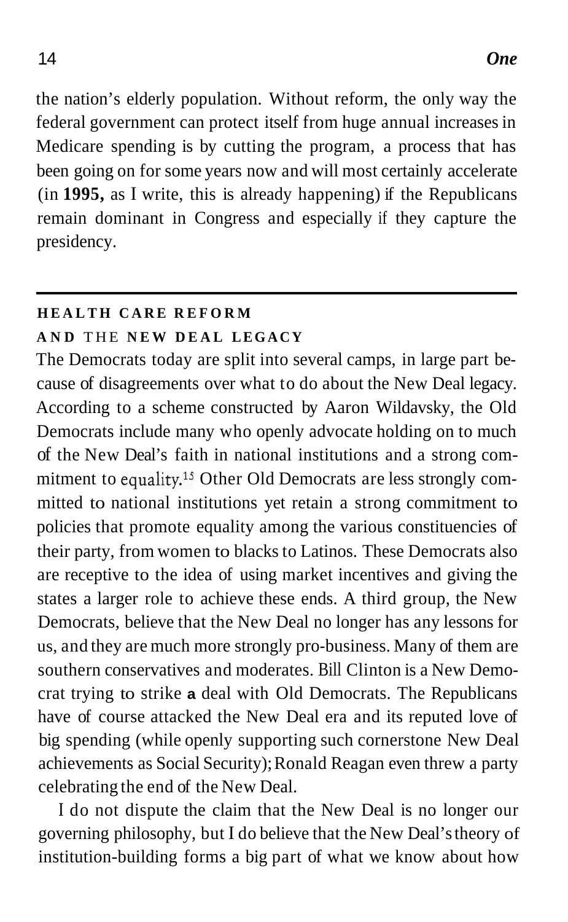the nation's elderly population. Without reform, the only way the federal government can protect itself from huge annual increases in Medicare spending is by cutting the program, a process that has been going on for some years now and will most certainly accelerate (in **1995,** as I write, this is already happening) if the Republicans remain dominant in Congress and especially if they capture the presidency.

## HEALTH CARE REFORM AND THE NEW DEAL LEGACY

The Democrats today are split into several camps, in large part because of disagreements over what to do about the New Deal legacy. According to a scheme constructed by Aaron Wildavsky, the Old Democrats include many who openly advocate holding on to much of the New Deal's faith in national institutions and a strong commitment to equality.[15] Other Old Democrats are less strongly committed to national institutions yet retain a strong commitment to policies that promote equality among the various constituencies of their party, from women to blacks to Latinos. These Democrats also are receptive to the idea of using market incentives and giving the states a larger role to achieve these ends. A third group, the New Democrats, believe that the New Deal no longer has any lessons for us, and they are much more strongly pro-business. Many of them are southern conservatives and moderates. Bill Clinton is a New Democrat trying to strike a deal with Old Democrats. The Republicans have of course attacked the New Deal era and its reputed love of big spending (while openly supporting such cornerstone New Deal achievements as Social Security); Ronald Reagan even threw a party celebrating the end of the New Deal.

I do not dispute the claim that the New Deal is no longer our governing philosophy, but I do believe that the New Deal's theory of institution-building forms a big part of what we know about how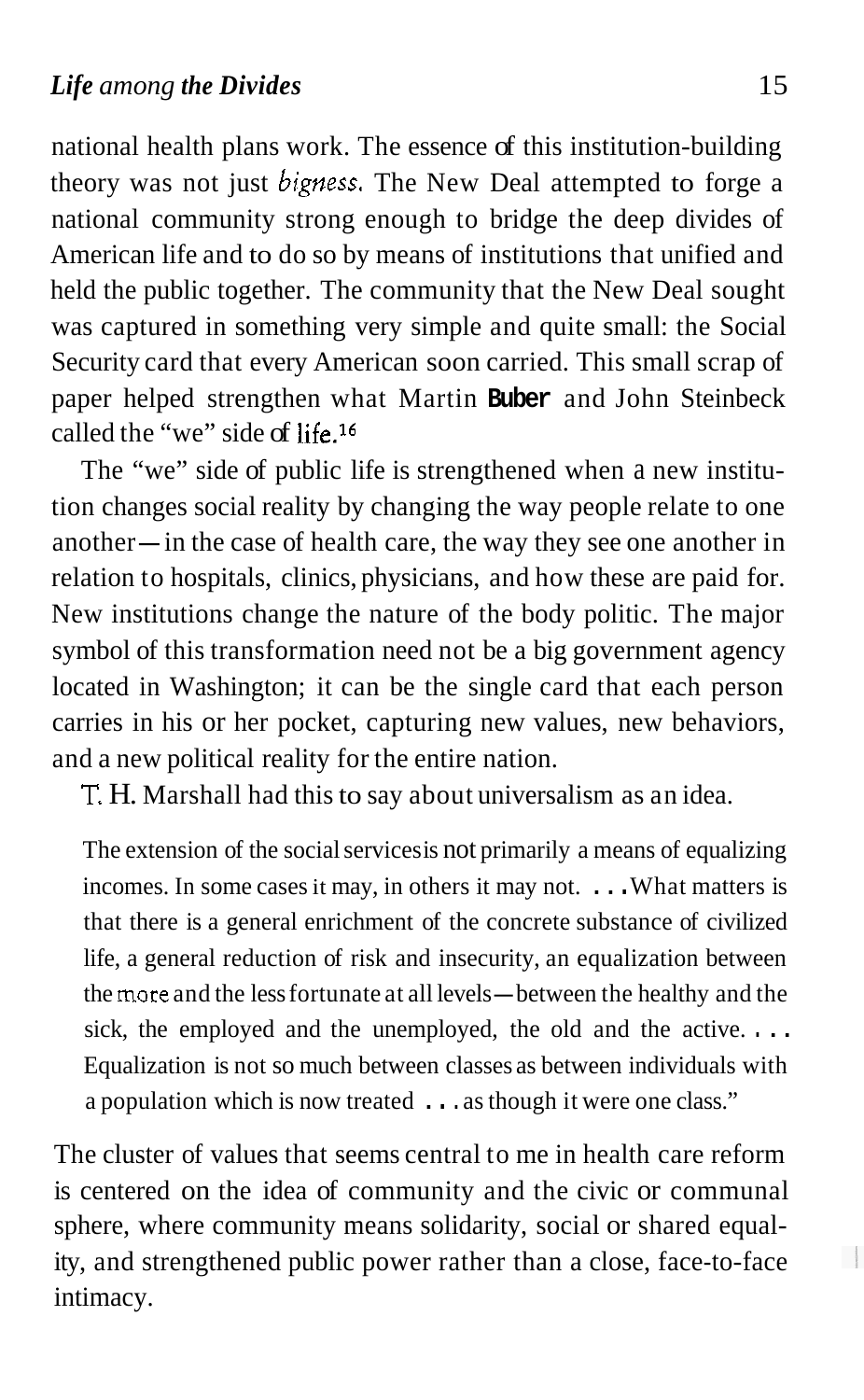national health plans work. The essence of this institution-building theory was not just *bigness*. The New Deal attempted to forge a national community strong enough to bridge the deep divides of American life and to do so by means of institutions that unified and held the public together. The community that the New Deal sought was captured in something very simple and quite small: the Social Security card that every American soon carried. This small scrap of paper helped strengthen what Martin Buber and John Steinbeck called the "we" side of life.[16]

The "we" side of public life is strengthened when a new institution changes social reality by changing the way people relate to one another—in the case of health care, the way they see one another in relation to hospitals, clinics, physicians, and how these are paid for. New institutions change the nature of the body politic. The major symbol of this transformation need not be a big government agency located in Washington; it can be the single card that each person carries in his or her pocket, capturing new values, new behaviors, and a new political reality for the entire nation.

T. H. Marshall had this to say about universalism as an idea.

> The extension of the social services is not primarily a means of equalizing incomes. In some cases it may, in others it may not. . . . What matters is that there is a general enrichment of the concrete substance of civilized life, a general reduction of risk and insecurity, an equalization between the more and the less fortunate at all levels—between the healthy and the sick, the employed and the unemployed, the old and the active. . . . Equalization is not so much between classes as between individuals with a population which is now treated . . . as though it were one class."

The cluster of values that seems central to me in health care reform is centered on the idea of community and the civic or communal sphere, where community means solidarity, social or shared equality, and strengthened public power rather than a close, face-to-face intimacy.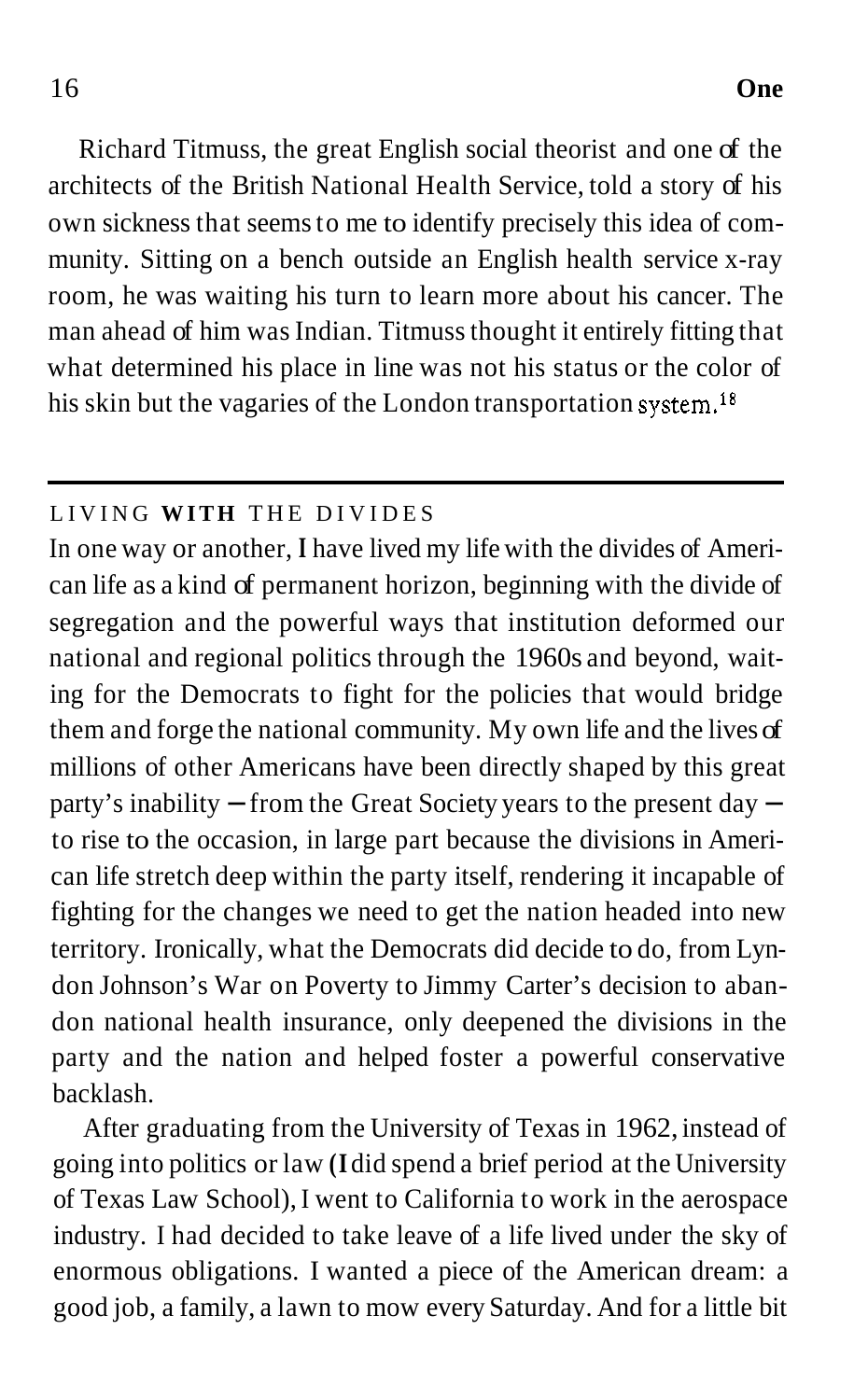Richard Titmuss, the great English social theorist and one of the architects of the British National Health Service, told a story of his own sickness that seems to me to identify precisely this idea of community. Sitting on a bench outside an English health service x-ray room, he was waiting his turn to learn more about his cancer. The man ahead of him was Indian. Titmuss thought it entirely fitting that what determined his place in line was not his status or the color of his skin but the vagaries of the London transportation system.[18]

## LIVING WITH THE DIVIDES

In one way or another, I have lived my life with the divides of American life as a kind of permanent horizon, beginning with the divide of segregation and the powerful ways that institution deformed our national and regional politics through the 1960s and beyond, waiting for the Democrats to fight for the policies that would bridge them and forge the national community. My own life and the lives of millions of other Americans have been directly shaped by this great party's inability — from the Great Society years to the present day — to rise to the occasion, in large part because the divisions in American life stretch deep within the party itself, rendering it incapable of fighting for the changes we need to get the nation headed into new territory. Ironically, what the Democrats did decide to do, from Lyndon Johnson's War on Poverty to Jimmy Carter's decision to abandon national health insurance, only deepened the divisions in the party and the nation and helped foster a powerful conservative backlash.

After graduating from the University of Texas in 1962, instead of going into politics or law (I did spend a brief period at the University of Texas Law School), I went to California to work in the aerospace industry. I had decided to take leave of a life lived under the sky of enormous obligations. I wanted a piece of the American dream: a good job, a family, a lawn to mow every Saturday. And for a little bit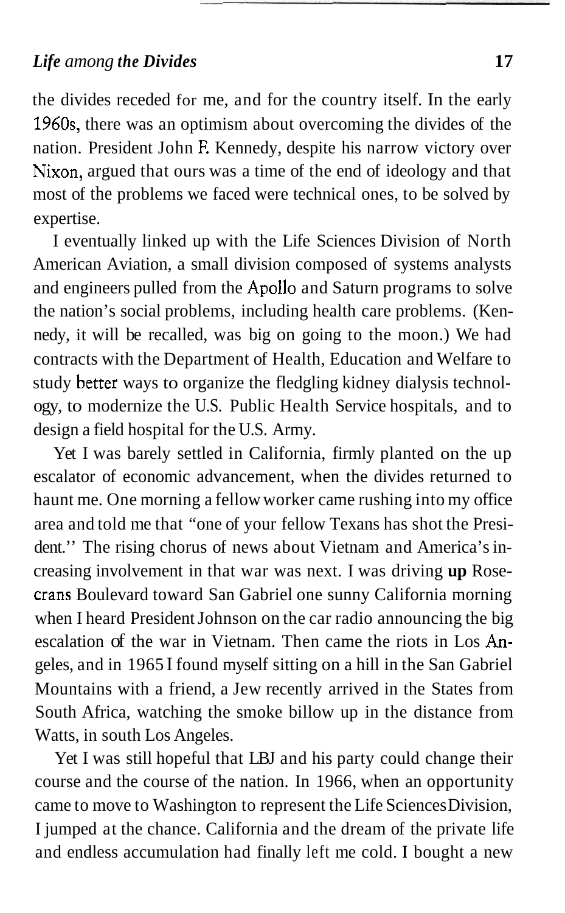the divides receded for me, and for the country itself. In the early 1960s, there was an optimism about overcoming the divides of the nation. President John F. Kennedy, despite his narrow victory over Nixon, argued that ours was a time of the end of ideology and that most of the problems we faced were technical ones, to be solved by expertise.

I eventually linked up with the Life Sciences Division of North American Aviation, a small division composed of systems analysts and engineers pulled from the Apollo and Saturn programs to solve the nation's social problems, including health care problems. (Kennedy, it will be recalled, was big on going to the moon.) We had contracts with the Department of Health, Education and Welfare to study better ways to organize the fledgling kidney dialysis technology, to modernize the U.S. Public Health Service hospitals, and to design a field hospital for the U.S. Army.

Yet I was barely settled in California, firmly planted on the up escalator of economic advancement, when the divides returned to haunt me. One morning a fellow worker came rushing into my office area and told me that "one of your fellow Texans has shot the President." The rising chorus of news about Vietnam and America's increasing involvement in that war was next. I was driving up Rosecrans Boulevard toward San Gabriel one sunny California morning when I heard President Johnson on the car radio announcing the big escalation of the war in Vietnam. Then came the riots in Los Angeles, and in 1965 I found myself sitting on a hill in the San Gabriel Mountains with a friend, a Jew recently arrived in the States from South Africa, watching the smoke billow up in the distance from Watts, in south Los Angeles.

Yet I was still hopeful that LBJ and his party could change their course and the course of the nation. In 1966, when an opportunity came to move to Washington to represent the Life Sciences Division, I jumped at the chance. California and the dream of the private life and endless accumulation had finally left me cold. I bought a new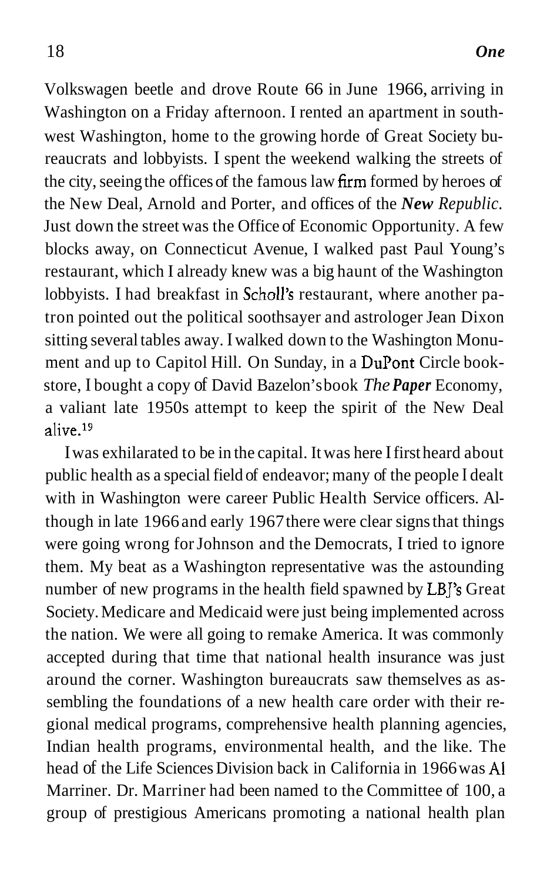Volkswagen beetle and drove Route 66 in June 1966, arriving in Washington on a Friday afternoon. I rented an apartment in southwest Washington, home to the growing horde of Great Society bureaucrats and lobbyists. I spent the weekend walking the streets of the city, seeing the offices of the famous law firm formed by heroes of the New Deal, Arnold and Porter, and offices of the ***New** Republic.* Just down the street was the Office of Economic Opportunity. A few blocks away, on Connecticut Avenue, I walked past Paul Young's restaurant, which I already knew was a big haunt of the Washington lobbyists. I had breakfast in Scholl's restaurant, where another patron pointed out the political soothsayer and astrologer Jean Dixon sitting several tables away. I walked down to the Washington Monument and up to Capitol Hill. On Sunday, in a DuPont Circle bookstore, I bought a copy of David Bazelon's book *The **Paper** Economy*, a valiant late 1950s attempt to keep the spirit of the New Deal alive.[19]

I was exhilarated to be in the capital. It was here I first heard about public health as a special field of endeavor; many of the people I dealt with in Washington were career Public Health Service officers. Although in late 1966 and early 1967 there were clear signs that things were going wrong for Johnson and the Democrats, I tried to ignore them. My beat as a Washington representative was the astounding number of new programs in the health field spawned by LBJ's Great Society. Medicare and Medicaid were just being implemented across the nation. We were all going to remake America. It was commonly accepted during that time that national health insurance was just around the corner. Washington bureaucrats saw themselves as assembling the foundations of a new health care order with their regional medical programs, comprehensive health planning agencies, Indian health programs, environmental health, and the like. The head of the Life Sciences Division back in California in 1966 was Al Marriner. Dr. Marriner had been named to the Committee of 100, a group of prestigious Americans promoting a national health plan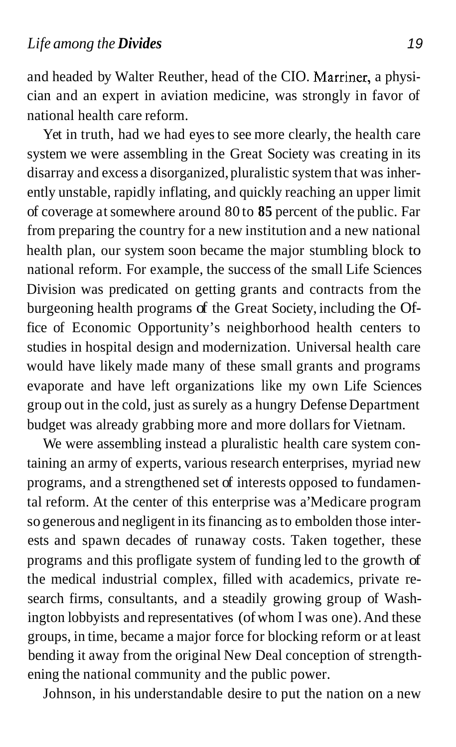and headed by Walter Reuther, head of the CIO. Marriner, a physician and an expert in aviation medicine, was strongly in favor of national health care reform.

Yet in truth, had we had eyes to see more clearly, the health care system we were assembling in the Great Society was creating in its disarray and excess a disorganized, pluralistic system that was inherently unstable, rapidly inflating, and quickly reaching an upper limit of coverage at somewhere around 80 to 85 percent of the public. Far from preparing the country for a new institution and a new national health plan, our system soon became the major stumbling block to national reform. For example, the success of the small Life Sciences Division was predicated on getting grants and contracts from the burgeoning health programs of the Great Society, including the Office of Economic Opportunity's neighborhood health centers to studies in hospital design and modernization. Universal health care would have likely made many of these small grants and programs evaporate and have left organizations like my own Life Sciences group out in the cold, just as surely as a hungry Defense Department budget was already grabbing more and more dollars for Vietnam.

We were assembling instead a pluralistic health care system containing an army of experts, various research enterprises, myriad new programs, and a strengthened set of interests opposed to fundamental reform. At the center of this enterprise was a'Medicare program so generous and negligent in its financing as to embolden those interests and spawn decades of runaway costs. Taken together, these programs and this profligate system of funding led to the growth of the medical industrial complex, filled with academics, private research firms, consultants, and a steadily growing group of Washington lobbyists and representatives (of whom I was one). And these groups, in time, became a major force for blocking reform or at least bending it away from the original New Deal conception of strengthening the national community and the public power.

Johnson, in his understandable desire to put the nation on a new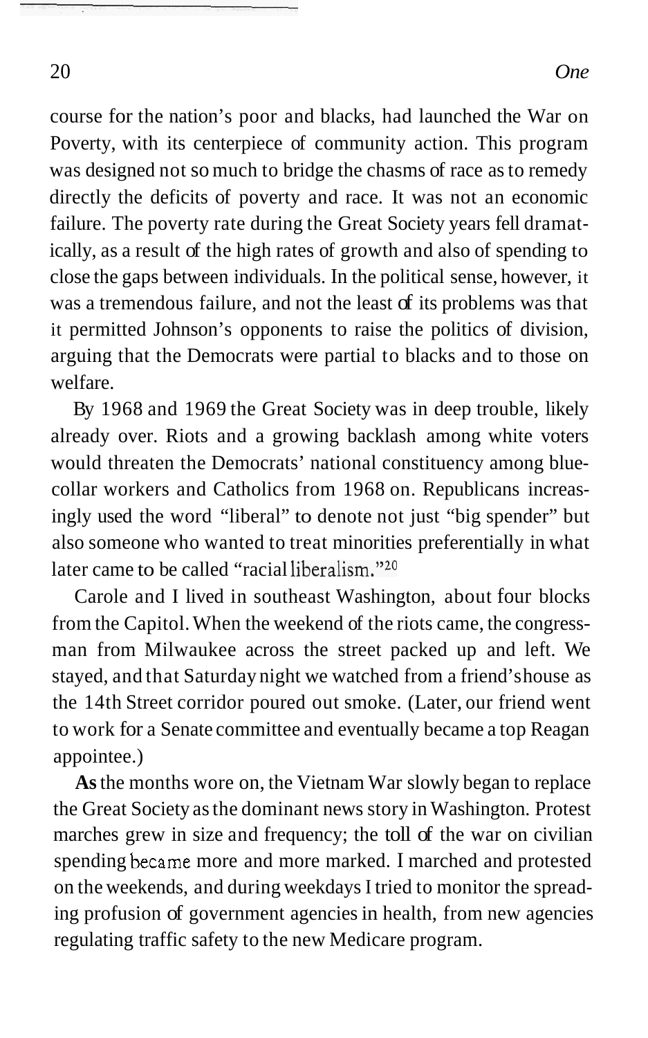course for the nation's poor and blacks, had launched the War on Poverty, with its centerpiece of community action. This program was designed not so much to bridge the chasms of race as to remedy directly the deficits of poverty and race. It was not an economic failure. The poverty rate during the Great Society years fell dramatically, as a result of the high rates of growth and also of spending to close the gaps between individuals. In the political sense, however, it was a tremendous failure, and not the least of its problems was that it permitted Johnson's opponents to raise the politics of division, arguing that the Democrats were partial to blacks and to those on welfare.

By 1968 and 1969 the Great Society was in deep trouble, likely already over. Riots and a growing backlash among white voters would threaten the Democrats' national constituency among blue-collar workers and Catholics from 1968 on. Republicans increasingly used the word "liberal" to denote not just "big spender" but also someone who wanted to treat minorities preferentially in what later came to be called "racial liberalism."[20]

Carole and I lived in southeast Washington, about four blocks from the Capitol. When the weekend of the riots came, the congressman from Milwaukee across the street packed up and left. We stayed, and that Saturday night we watched from a friend's house as the 14th Street corridor poured out smoke. (Later, our friend went to work for a Senate committee and eventually became a top Reagan appointee.)

As the months wore on, the Vietnam War slowly began to replace the Great Society as the dominant news story in Washington. Protest marches grew in size and frequency; the toll of the war on civilian spending became more and more marked. I marched and protested on the weekends, and during weekdays I tried to monitor the spreading profusion of government agencies in health, from new agencies regulating traffic safety to the new Medicare program.